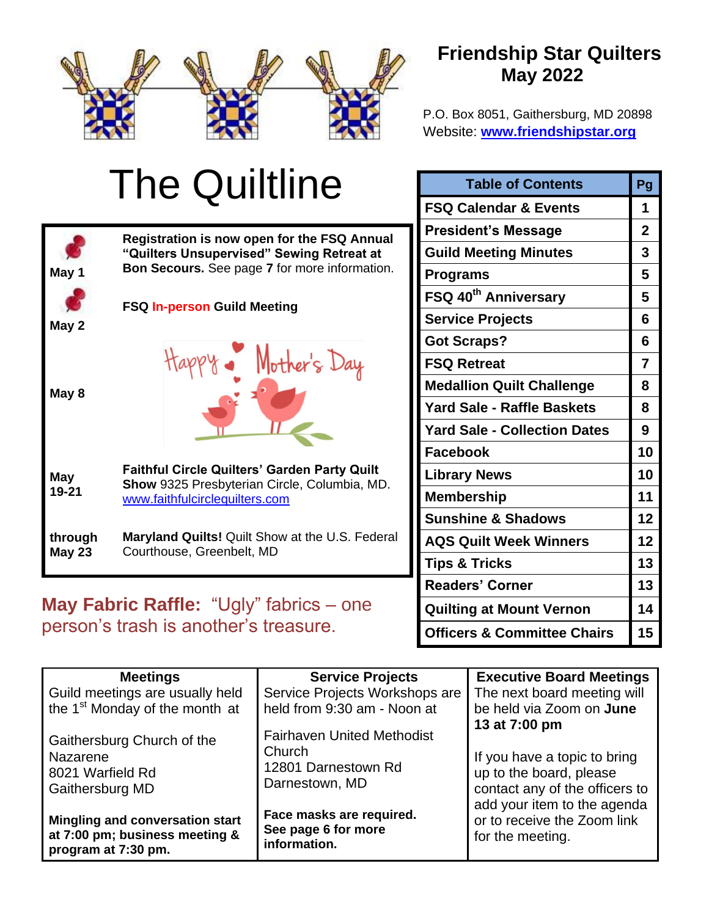# Friendship Star Quilters
## May 2022

P.O. Box 8051, Gaithersburg, MD 20898
Website: [www.friendshipstar.org](http://www.friendshipstar.org)

# The Quiltline

| Date | Event |
|---|---|
| May 1 | **Registration is now open for the FSQ Annual "Quilters Unsupervised" Sewing Retreat at Bon Secours.** See page **7** for more information. |
| May 2 | **FSQ In-person Guild Meeting** |
| May 8 | Happy Mother's Day |
| May 19-21 | **Faithful Circle Quilters' Garden Party Quilt Show** 9325 Presbyterian Circle, Columbia, MD. www.faithfulcirclequilters.com |
| through May 23 | **Maryland Quilts!** Quilt Show at the U.S. Federal Courthouse, Greenbelt, MD |

| Table of Contents | Pg |
|---|---|
| FSQ Calendar & Events | 1 |
| President's Message | 2 |
| Guild Meeting Minutes | 3 |
| Programs | 5 |
| FSQ 40th Anniversary | 5 |
| Service Projects | 6 |
| Got Scraps? | 6 |
| FSQ Retreat | 7 |
| Medallion Quilt Challenge | 8 |
| Yard Sale - Raffle Baskets | 8 |
| Yard Sale - Collection Dates | 9 |
| Facebook | 10 |
| Library News | 10 |
| Membership | 11 |
| Sunshine & Shadows | 12 |
| AQS Quilt Week Winners | 12 |
| Tips & Tricks | 13 |
| Readers' Corner | 13 |
| Quilting at Mount Vernon | 14 |
| Officers & Committee Chairs | 15 |

**May Fabric Raffle:** "Ugly" fabrics – one person's trash is another's treasure.

| Meetings | Service Projects | Executive Board Meetings |
|---|---|---|
| Guild meetings are usually held the 1st Monday of the month at<br><br>Gaithersburg Church of the Nazarene<br>8021 Warfield Rd<br>Gaithersburg MD<br><br>**Mingling and conversation start at 7:00 pm; business meeting & program at 7:30 pm.** | Service Projects Workshops are held from 9:30 am - Noon at<br><br>Fairhaven United Methodist Church<br>12801 Darnestown Rd<br>Darnestown, MD<br><br>**Face masks are required. See page 6 for more information.** | The next board meeting will be held via Zoom on **June 13 at 7:00 pm**<br><br>If you have a topic to bring up to the board, please contact any of the officers to add your item to the agenda or to receive the Zoom link for the meeting. |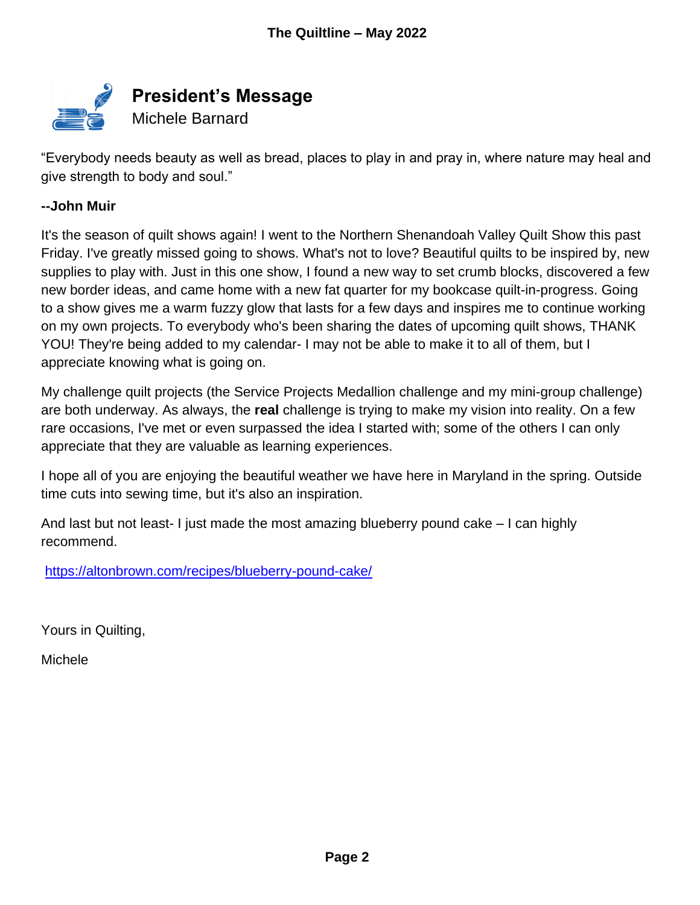## President's Message

Michele Barnard

"Everybody needs beauty as well as bread, places to play in and pray in, where nature may heal and give strength to body and soul."

**--John Muir**

It's the season of quilt shows again! I went to the Northern Shenandoah Valley Quilt Show this past Friday. I've greatly missed going to shows. What's not to love? Beautiful quilts to be inspired by, new supplies to play with. Just in this one show, I found a new way to set crumb blocks, discovered a few new border ideas, and came home with a new fat quarter for my bookcase quilt-in-progress. Going to a show gives me a warm fuzzy glow that lasts for a few days and inspires me to continue working on my own projects. To everybody who's been sharing the dates of upcoming quilt shows, THANK YOU! They're being added to my calendar- I may not be able to make it to all of them, but I appreciate knowing what is going on.

My challenge quilt projects (the Service Projects Medallion challenge and my mini-group challenge) are both underway. As always, the **real** challenge is trying to make my vision into reality. On a few rare occasions, I've met or even surpassed the idea I started with; some of the others I can only appreciate that they are valuable as learning experiences.

I hope all of you are enjoying the beautiful weather we have here in Maryland in the spring. Outside time cuts into sewing time, but it's also an inspiration.

And last but not least- I just made the most amazing blueberry pound cake – I can highly recommend.

https://altonbrown.com/recipes/blueberry-pound-cake/

Yours in Quilting,

Michele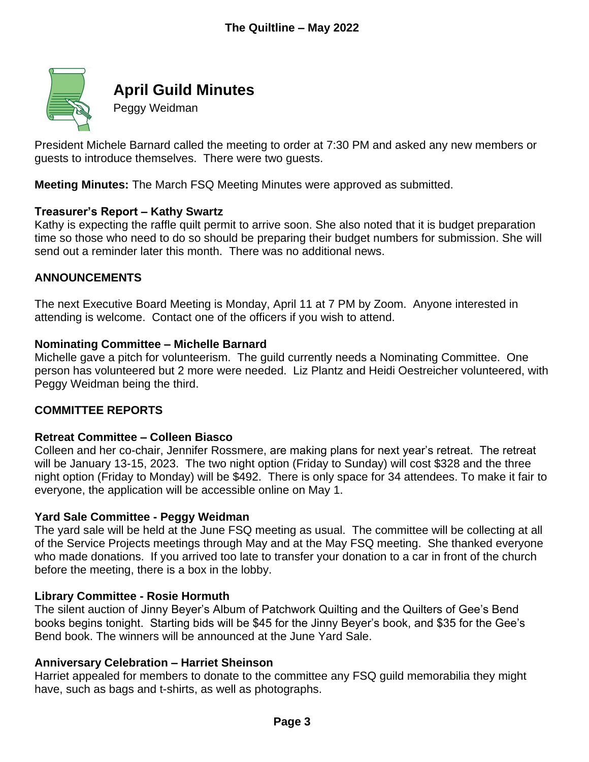## April Guild Minutes

Peggy Weidman

President Michele Barnard called the meeting to order at 7:30 PM and asked any new members or guests to introduce themselves. There were two guests.

**Meeting Minutes:** The March FSQ Meeting Minutes were approved as submitted.

**Treasurer's Report – Kathy Swartz**
Kathy is expecting the raffle quilt permit to arrive soon. She also noted that it is budget preparation time so those who need to do so should be preparing their budget numbers for submission. She will send out a reminder later this month. There was no additional news.

**ANNOUNCEMENTS**

The next Executive Board Meeting is Monday, April 11 at 7 PM by Zoom. Anyone interested in attending is welcome. Contact one of the officers if you wish to attend.

**Nominating Committee – Michelle Barnard**
Michelle gave a pitch for volunteerism. The guild currently needs a Nominating Committee. One person has volunteered but 2 more were needed. Liz Plantz and Heidi Oestreicher volunteered, with Peggy Weidman being the third.

**COMMITTEE REPORTS**

**Retreat Committee – Colleen Biasco**
Colleen and her co-chair, Jennifer Rossmere, are making plans for next year's retreat. The retreat will be January 13-15, 2023. The two night option (Friday to Sunday) will cost $328 and the three night option (Friday to Monday) will be $492. There is only space for 34 attendees. To make it fair to everyone, the application will be accessible online on May 1.

**Yard Sale Committee - Peggy Weidman**
The yard sale will be held at the June FSQ meeting as usual. The committee will be collecting at all of the Service Projects meetings through May and at the May FSQ meeting. She thanked everyone who made donations. If you arrived too late to transfer your donation to a car in front of the church before the meeting, there is a box in the lobby.

**Library Committee - Rosie Hormuth**
The silent auction of Jinny Beyer's Album of Patchwork Quilting and the Quilters of Gee's Bend books begins tonight. Starting bids will be $45 for the Jinny Beyer's book, and $35 for the Gee's Bend book. The winners will be announced at the June Yard Sale.

**Anniversary Celebration – Harriet Sheinson**
Harriet appealed for members to donate to the committee any FSQ guild memorabilia they might have, such as bags and t-shirts, as well as photographs.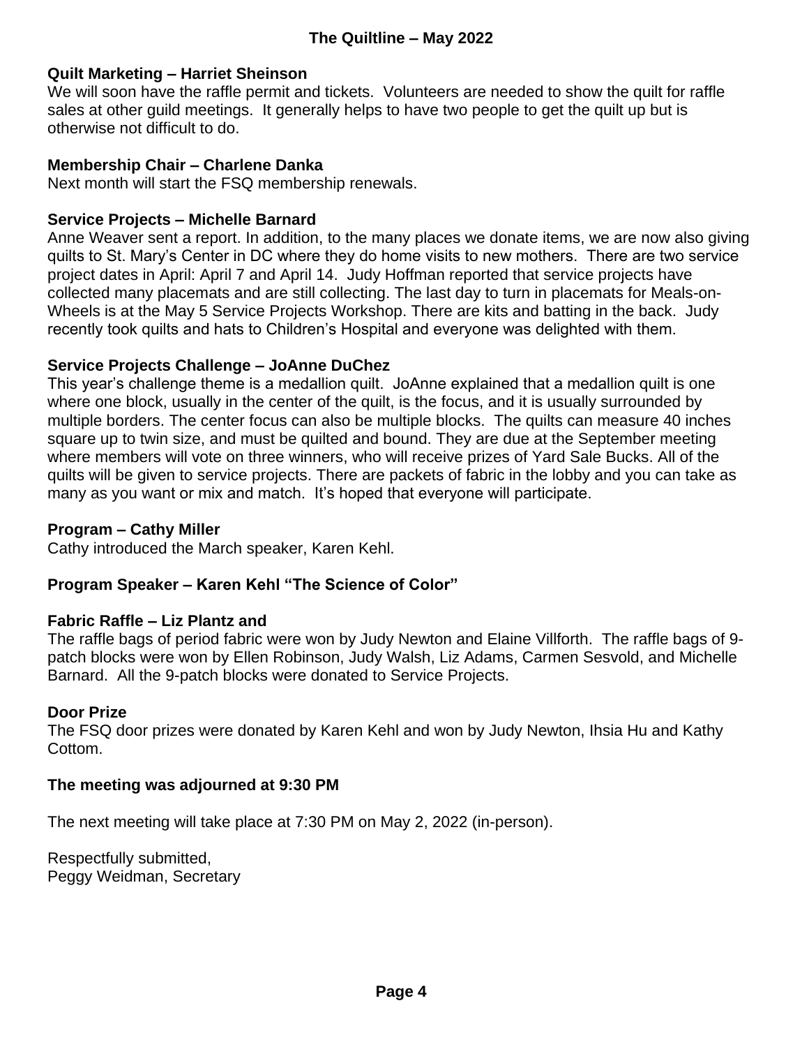**Quilt Marketing – Harriet Sheinson**

We will soon have the raffle permit and tickets. Volunteers are needed to show the quilt for raffle sales at other guild meetings. It generally helps to have two people to get the quilt up but is otherwise not difficult to do.

**Membership Chair – Charlene Danka**

Next month will start the FSQ membership renewals.

**Service Projects – Michelle Barnard**

Anne Weaver sent a report. In addition, to the many places we donate items, we are now also giving quilts to St. Mary's Center in DC where they do home visits to new mothers. There are two service project dates in April: April 7 and April 14. Judy Hoffman reported that service projects have collected many placemats and are still collecting. The last day to turn in placemats for Meals-on-Wheels is at the May 5 Service Projects Workshop. There are kits and batting in the back. Judy recently took quilts and hats to Children's Hospital and everyone was delighted with them.

**Service Projects Challenge – JoAnne DuChez**

This year's challenge theme is a medallion quilt. JoAnne explained that a medallion quilt is one where one block, usually in the center of the quilt, is the focus, and it is usually surrounded by multiple borders. The center focus can also be multiple blocks. The quilts can measure 40 inches square up to twin size, and must be quilted and bound. They are due at the September meeting where members will vote on three winners, who will receive prizes of Yard Sale Bucks. All of the quilts will be given to service projects. There are packets of fabric in the lobby and you can take as many as you want or mix and match. It's hoped that everyone will participate.

**Program – Cathy Miller**

Cathy introduced the March speaker, Karen Kehl.

**Program Speaker – Karen Kehl "The Science of Color"**

**Fabric Raffle – Liz Plantz and**

The raffle bags of period fabric were won by Judy Newton and Elaine Villforth. The raffle bags of 9-patch blocks were won by Ellen Robinson, Judy Walsh, Liz Adams, Carmen Sesvold, and Michelle Barnard. All the 9-patch blocks were donated to Service Projects.

**Door Prize**

The FSQ door prizes were donated by Karen Kehl and won by Judy Newton, Ihsia Hu and Kathy Cottom.

**The meeting was adjourned at 9:30 PM**

The next meeting will take place at 7:30 PM on May 2, 2022 (in-person).

Respectfully submitted,
Peggy Weidman, Secretary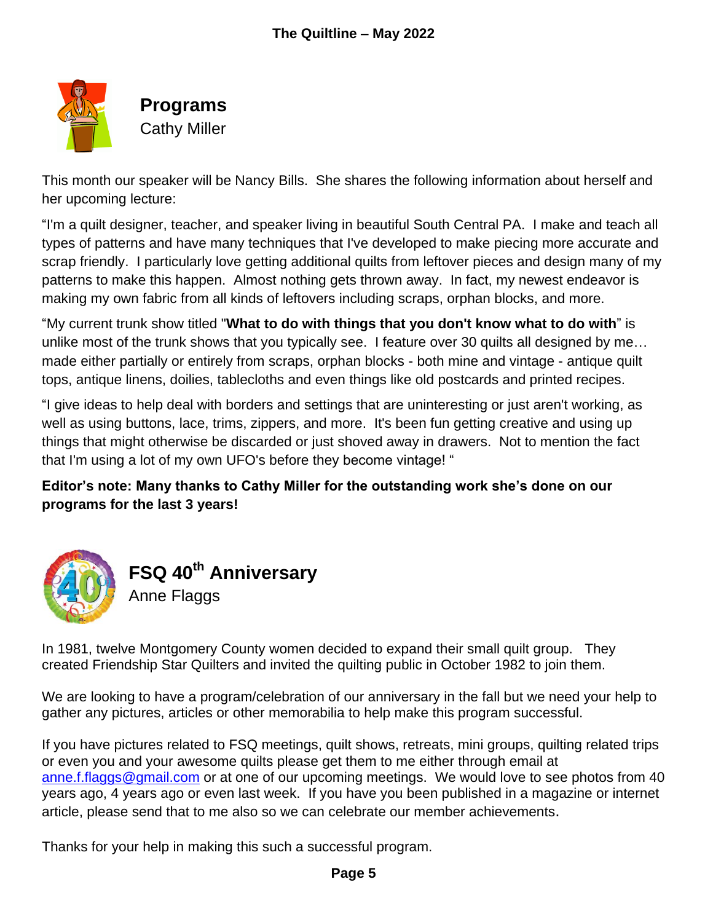## Programs

Cathy Miller

This month our speaker will be Nancy Bills. She shares the following information about herself and her upcoming lecture:

“I'm a quilt designer, teacher, and speaker living in beautiful South Central PA. I make and teach all types of patterns and have many techniques that I've developed to make piecing more accurate and scrap friendly. I particularly love getting additional quilts from leftover pieces and design many of my patterns to make this happen. Almost nothing gets thrown away. In fact, my newest endeavor is making my own fabric from all kinds of leftovers including scraps, orphan blocks, and more.

“My current trunk show titled "**What to do with things that you don't know what to do with**” is unlike most of the trunk shows that you typically see. I feature over 30 quilts all designed by me… made either partially or entirely from scraps, orphan blocks - both mine and vintage - antique quilt tops, antique linens, doilies, tablecloths and even things like old postcards and printed recipes.

“I give ideas to help deal with borders and settings that are uninteresting or just aren't working, as well as using buttons, lace, trims, zippers, and more. It's been fun getting creative and using up things that might otherwise be discarded or just shoved away in drawers. Not to mention the fact that I'm using a lot of my own UFO's before they become vintage! “

**Editor’s note: Many thanks to Cathy Miller for the outstanding work she’s done on our programs for the last 3 years!**

## FSQ 40th Anniversary

Anne Flaggs

In 1981, twelve Montgomery County women decided to expand their small quilt group. They created Friendship Star Quilters and invited the quilting public in October 1982 to join them.

We are looking to have a program/celebration of our anniversary in the fall but we need your help to gather any pictures, articles or other memorabilia to help make this program successful.

If you have pictures related to FSQ meetings, quilt shows, retreats, mini groups, quilting related trips or even you and your awesome quilts please get them to me either through email at anne.f.flaggs@gmail.com or at one of our upcoming meetings. We would love to see photos from 40 years ago, 4 years ago or even last week. If you have you been published in a magazine or internet article, please send that to me also so we can celebrate our member achievements.

Thanks for your help in making this such a successful program.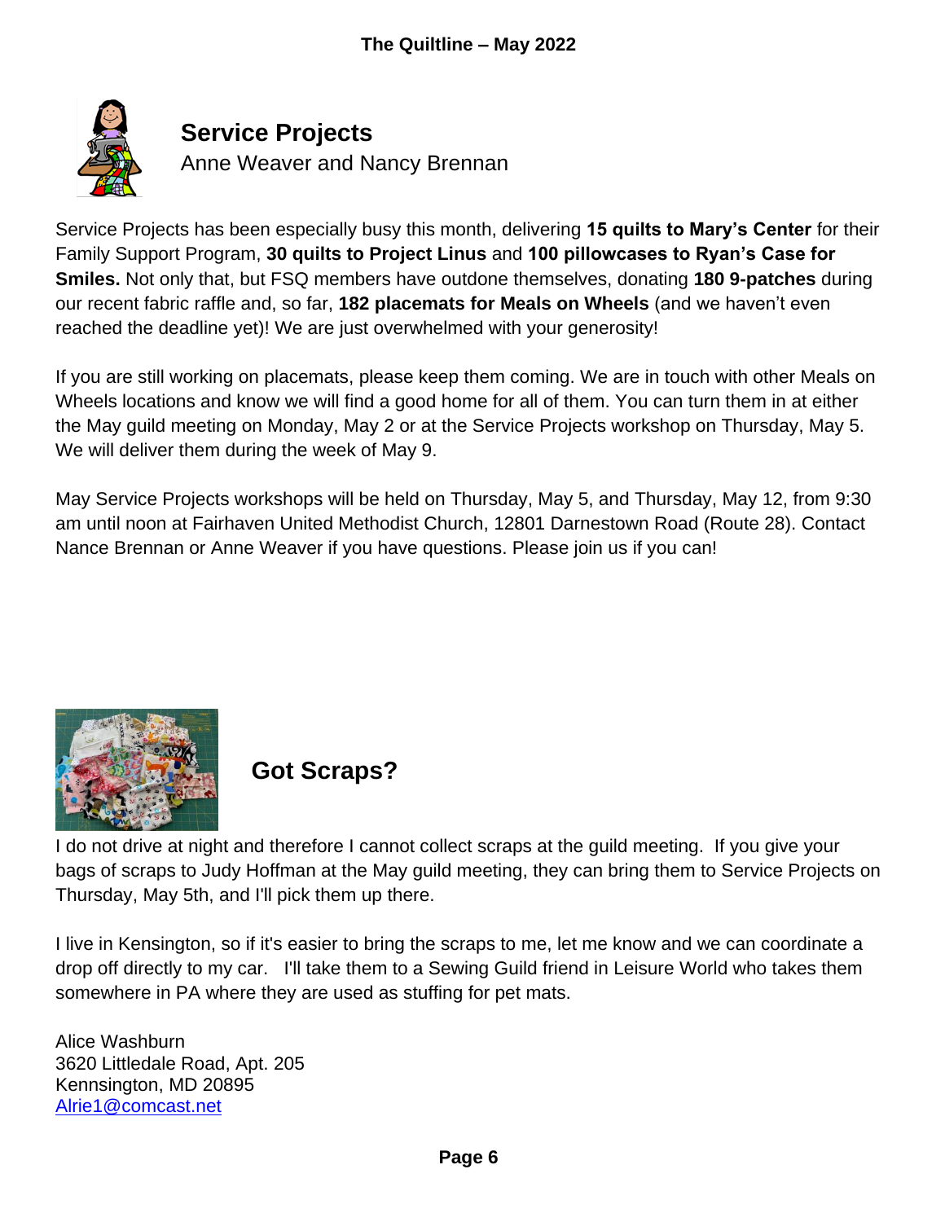## Service Projects

Anne Weaver and Nancy Brennan

Service Projects has been especially busy this month, delivering **15 quilts to Mary's Center** for their Family Support Program, **30 quilts to Project Linus** and **100 pillowcases to Ryan's Case for Smiles.** Not only that, but FSQ members have outdone themselves, donating **180 9-patches** during our recent fabric raffle and, so far, **182 placemats for Meals on Wheels** (and we haven't even reached the deadline yet)! We are just overwhelmed with your generosity!

If you are still working on placemats, please keep them coming. We are in touch with other Meals on Wheels locations and know we will find a good home for all of them. You can turn them in at either the May guild meeting on Monday, May 2 or at the Service Projects workshop on Thursday, May 5. We will deliver them during the week of May 9.

May Service Projects workshops will be held on Thursday, May 5, and Thursday, May 12, from 9:30 am until noon at Fairhaven United Methodist Church, 12801 Darnestown Road (Route 28). Contact Nance Brennan or Anne Weaver if you have questions. Please join us if you can!

## Got Scraps?

I do not drive at night and therefore I cannot collect scraps at the guild meeting. If you give your bags of scraps to Judy Hoffman at the May guild meeting, they can bring them to Service Projects on Thursday, May 5th, and I'll pick them up there.

I live in Kensington, so if it's easier to bring the scraps to me, let me know and we can coordinate a drop off directly to my car. I'll take them to a Sewing Guild friend in Leisure World who takes them somewhere in PA where they are used as stuffing for pet mats.

Alice Washburn
3620 Littledale Road, Apt. 205
Kennsington, MD 20895
[Alrie1@comcast.net](mailto:Alrie1@comcast.net)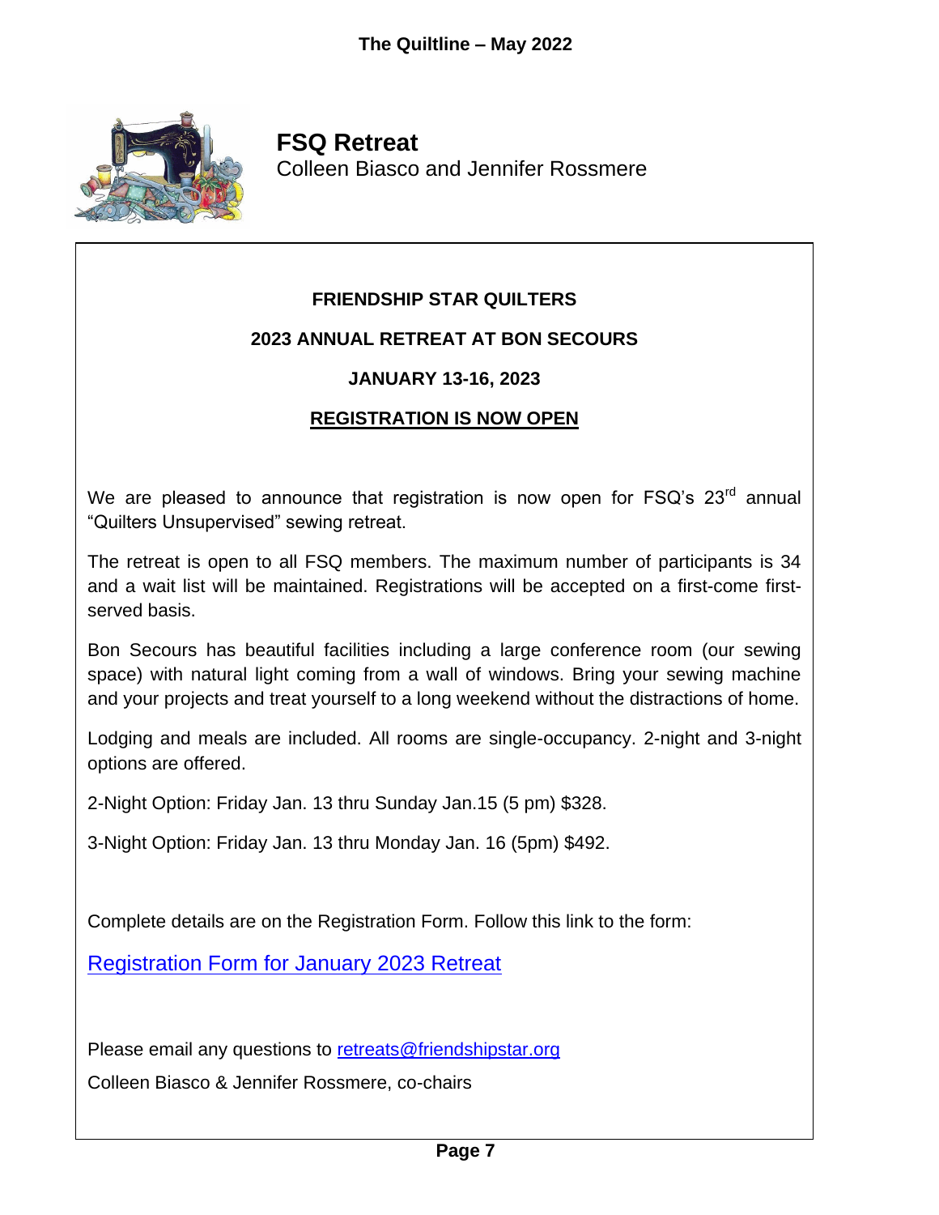# FSQ Retreat

Colleen Biasco and Jennifer Rossmere

**FRIENDSHIP STAR QUILTERS**

**2023 ANNUAL RETREAT AT BON SECOURS**

**JANUARY 13-16, 2023**

**REGISTRATION IS NOW OPEN**

We are pleased to announce that registration is now open for FSQ's 23rd annual "Quilters Unsupervised" sewing retreat.

The retreat is open to all FSQ members. The maximum number of participants is 34 and a wait list will be maintained. Registrations will be accepted on a first-come first-served basis.

Bon Secours has beautiful facilities including a large conference room (our sewing space) with natural light coming from a wall of windows. Bring your sewing machine and your projects and treat yourself to a long weekend without the distractions of home.

Lodging and meals are included. All rooms are single-occupancy. 2-night and 3-night options are offered.

2-Night Option: Friday Jan. 13 thru Sunday Jan.15 (5 pm) $328.

3-Night Option: Friday Jan. 13 thru Monday Jan. 16 (5pm) $492.

Complete details are on the Registration Form. Follow this link to the form:

Registration Form for January 2023 Retreat

Please email any questions to retreats@friendshipstar.org

Colleen Biasco & Jennifer Rossmere, co-chairs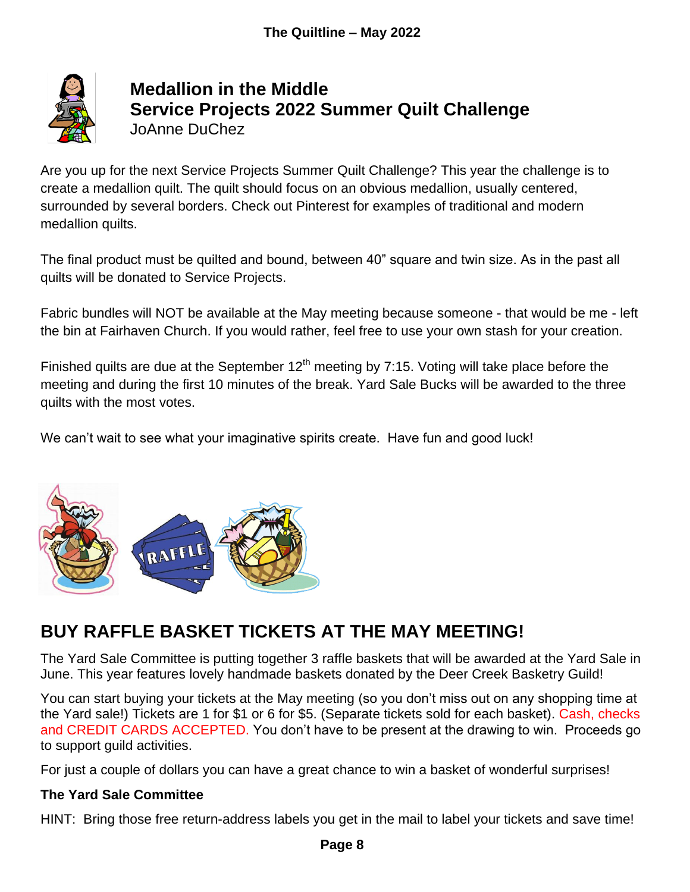## Medallion in the Middle
## Service Projects 2022 Summer Quilt Challenge

JoAnne DuChez

Are you up for the next Service Projects Summer Quilt Challenge? This year the challenge is to create a medallion quilt. The quilt should focus on an obvious medallion, usually centered, surrounded by several borders. Check out Pinterest for examples of traditional and modern medallion quilts.

The final product must be quilted and bound, between 40" square and twin size. As in the past all quilts will be donated to Service Projects.

Fabric bundles will NOT be available at the May meeting because someone - that would be me - left the bin at Fairhaven Church. If you would rather, feel free to use your own stash for your creation.

Finished quilts are due at the September 12th meeting by 7:15. Voting will take place before the meeting and during the first 10 minutes of the break. Yard Sale Bucks will be awarded to the three quilts with the most votes.

We can't wait to see what your imaginative spirits create. Have fun and good luck!

## BUY RAFFLE BASKET TICKETS AT THE MAY MEETING!

The Yard Sale Committee is putting together 3 raffle baskets that will be awarded at the Yard Sale in June. This year features lovely handmade baskets donated by the Deer Creek Basketry Guild!

You can start buying your tickets at the May meeting (so you don't miss out on any shopping time at the Yard sale!) Tickets are 1 for $1 or 6 for $5. (Separate tickets sold for each basket). Cash, checks and CREDIT CARDS ACCEPTED. You don't have to be present at the drawing to win. Proceeds go to support guild activities.

For just a couple of dollars you can have a great chance to win a basket of wonderful surprises!

**The Yard Sale Committee**

HINT: Bring those free return-address labels you get in the mail to label your tickets and save time!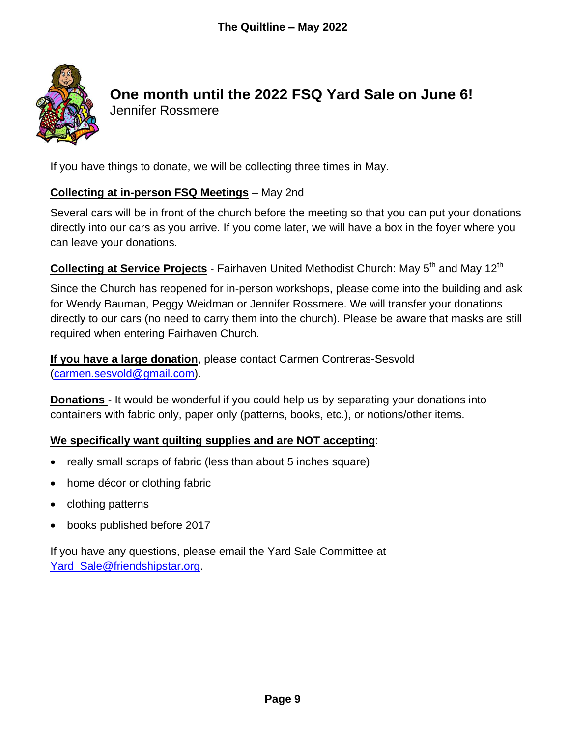## One month until the 2022 FSQ Yard Sale on June 6!

Jennifer Rossmere

If you have things to donate, we will be collecting three times in May.

**Collecting at in-person FSQ Meetings** – May 2nd

Several cars will be in front of the church before the meeting so that you can put your donations directly into our cars as you arrive. If you come later, we will have a box in the foyer where you can leave your donations.

**Collecting at Service Projects** - Fairhaven United Methodist Church: May 5th and May 12th

Since the Church has reopened for in-person workshops, please come into the building and ask for Wendy Bauman, Peggy Weidman or Jennifer Rossmere. We will transfer your donations directly to our cars (no need to carry them into the church). Please be aware that masks are still required when entering Fairhaven Church.

**If you have a large donation**, please contact Carmen Contreras-Sesvold (carmen.sesvold@gmail.com).

**Donations** - It would be wonderful if you could help us by separating your donations into containers with fabric only, paper only (patterns, books, etc.), or notions/other items.

**We specifically want quilting supplies and are NOT accepting**:

- really small scraps of fabric (less than about 5 inches square)
- home décor or clothing fabric
- clothing patterns
- books published before 2017

If you have any questions, please email the Yard Sale Committee at Yard_Sale@friendshipstar.org.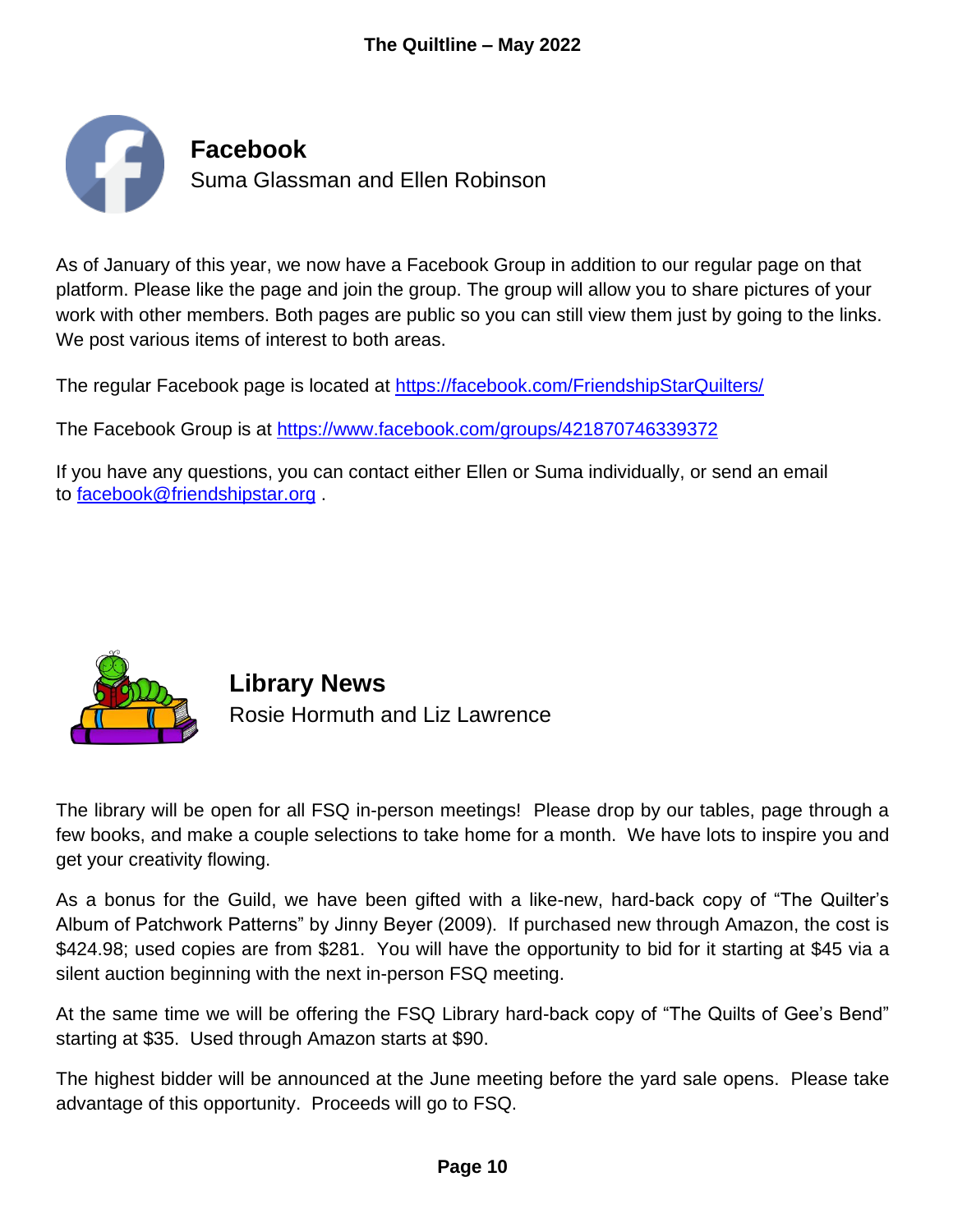## Facebook

Suma Glassman and Ellen Robinson

As of January of this year, we now have a Facebook Group in addition to our regular page on that platform. Please like the page and join the group. The group will allow you to share pictures of your work with other members. Both pages are public so you can still view them just by going to the links. We post various items of interest to both areas.

The regular Facebook page is located at https://facebook.com/FriendshipStarQuilters/

The Facebook Group is at https://www.facebook.com/groups/421870746339372

If you have any questions, you can contact either Ellen or Suma individually, or send an email to facebook@friendshipstar.org .

## Library News

Rosie Hormuth and Liz Lawrence

The library will be open for all FSQ in-person meetings! Please drop by our tables, page through a few books, and make a couple selections to take home for a month. We have lots to inspire you and get your creativity flowing.

As a bonus for the Guild, we have been gifted with a like-new, hard-back copy of "The Quilter's Album of Patchwork Patterns" by Jinny Beyer (2009). If purchased new through Amazon, the cost is $424.98; used copies are from $281. You will have the opportunity to bid for it starting at $45 via a silent auction beginning with the next in-person FSQ meeting.

At the same time we will be offering the FSQ Library hard-back copy of "The Quilts of Gee's Bend" starting at $35. Used through Amazon starts at $90.

The highest bidder will be announced at the June meeting before the yard sale opens. Please take advantage of this opportunity. Proceeds will go to FSQ.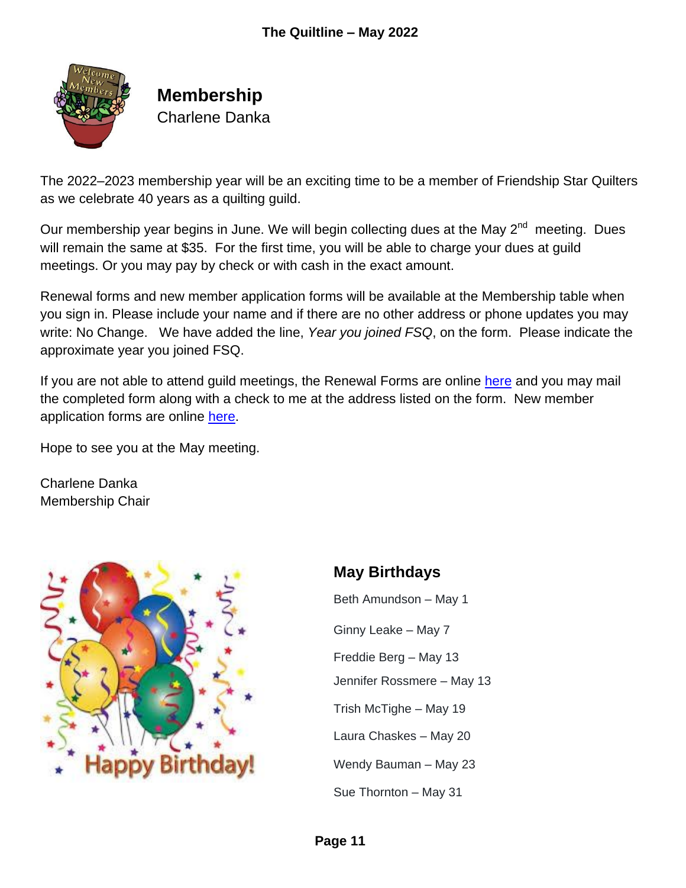## Membership

Charlene Danka

The 2022–2023 membership year will be an exciting time to be a member of Friendship Star Quilters as we celebrate 40 years as a quilting guild.

Our membership year begins in June. We will begin collecting dues at the May 2nd meeting. Dues will remain the same at $35. For the first time, you will be able to charge your dues at guild meetings. Or you may pay by check or with cash in the exact amount.

Renewal forms and new member application forms will be available at the Membership table when you sign in. Please include your name and if there are no other address or phone updates you may write: No Change. We have added the line, *Year you joined FSQ*, on the form. Please indicate the approximate year you joined FSQ.

If you are not able to attend guild meetings, the Renewal Forms are online here and you may mail the completed form along with a check to me at the address listed on the form. New member application forms are online here.

Hope to see you at the May meeting.

Charlene Danka
Membership Chair

## May Birthdays

Beth Amundson – May 1

Ginny Leake – May 7

Freddie Berg – May 13

Jennifer Rossmere – May 13

Trish McTighe – May 19

Laura Chaskes – May 20

Wendy Bauman – May 23

Sue Thornton – May 31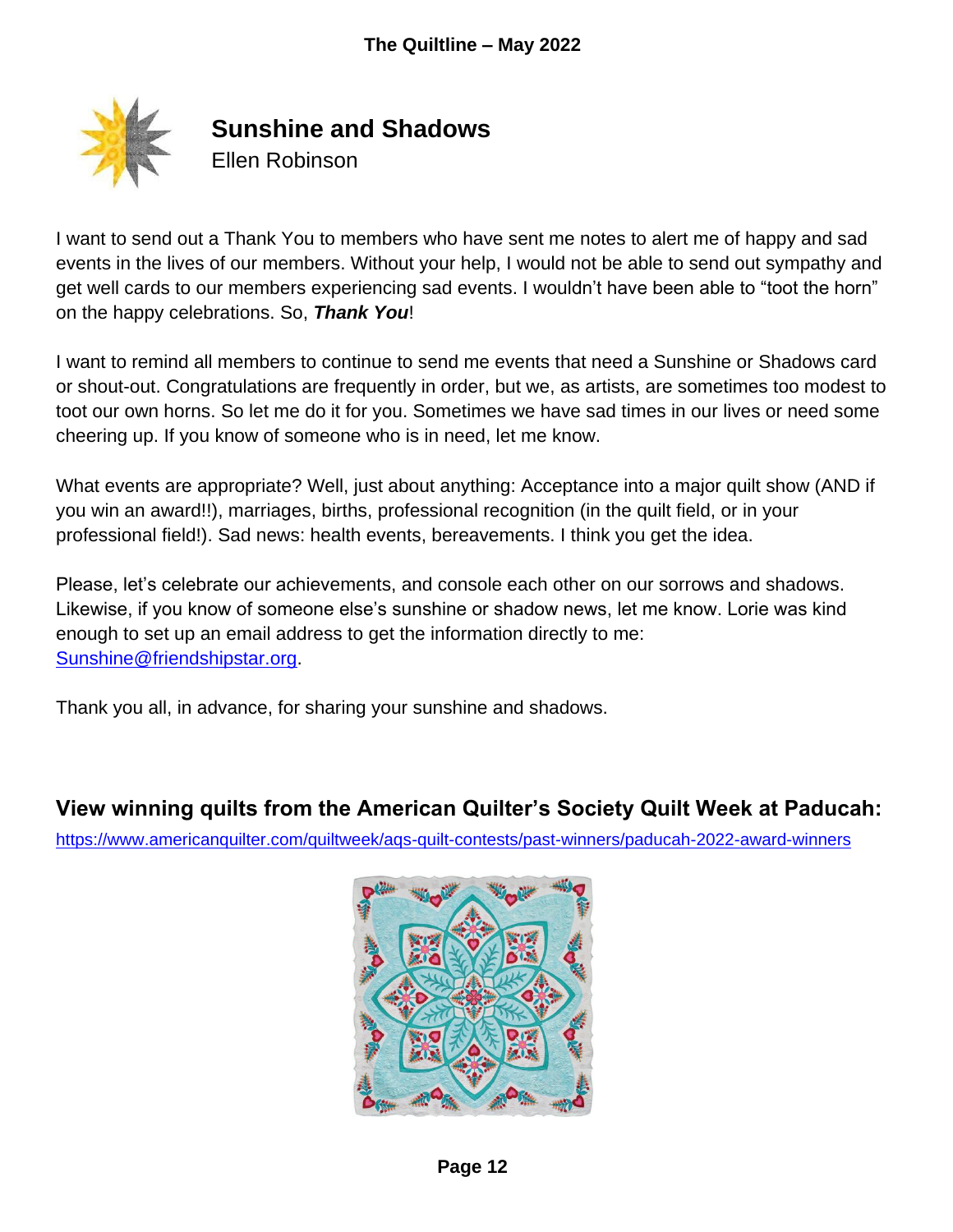## Sunshine and Shadows

Ellen Robinson

I want to send out a Thank You to members who have sent me notes to alert me of happy and sad events in the lives of our members. Without your help, I would not be able to send out sympathy and get well cards to our members experiencing sad events. I wouldn't have been able to "toot the horn" on the happy celebrations. So, ***Thank You***!

I want to remind all members to continue to send me events that need a Sunshine or Shadows card or shout-out. Congratulations are frequently in order, but we, as artists, are sometimes too modest to toot our own horns. So let me do it for you. Sometimes we have sad times in our lives or need some cheering up. If you know of someone who is in need, let me know.

What events are appropriate? Well, just about anything: Acceptance into a major quilt show (AND if you win an award!!), marriages, births, professional recognition (in the quilt field, or in your professional field!). Sad news: health events, bereavements. I think you get the idea.

Please, let's celebrate our achievements, and console each other on our sorrows and shadows. Likewise, if you know of someone else's sunshine or shadow news, let me know. Lorie was kind enough to set up an email address to get the information directly to me: Sunshine@friendshipstar.org.

Thank you all, in advance, for sharing your sunshine and shadows.

## View winning quilts from the American Quilter's Society Quilt Week at Paducah:

https://www.americanquilter.com/quiltweek/aqs-quilt-contests/past-winners/paducah-2022-award-winners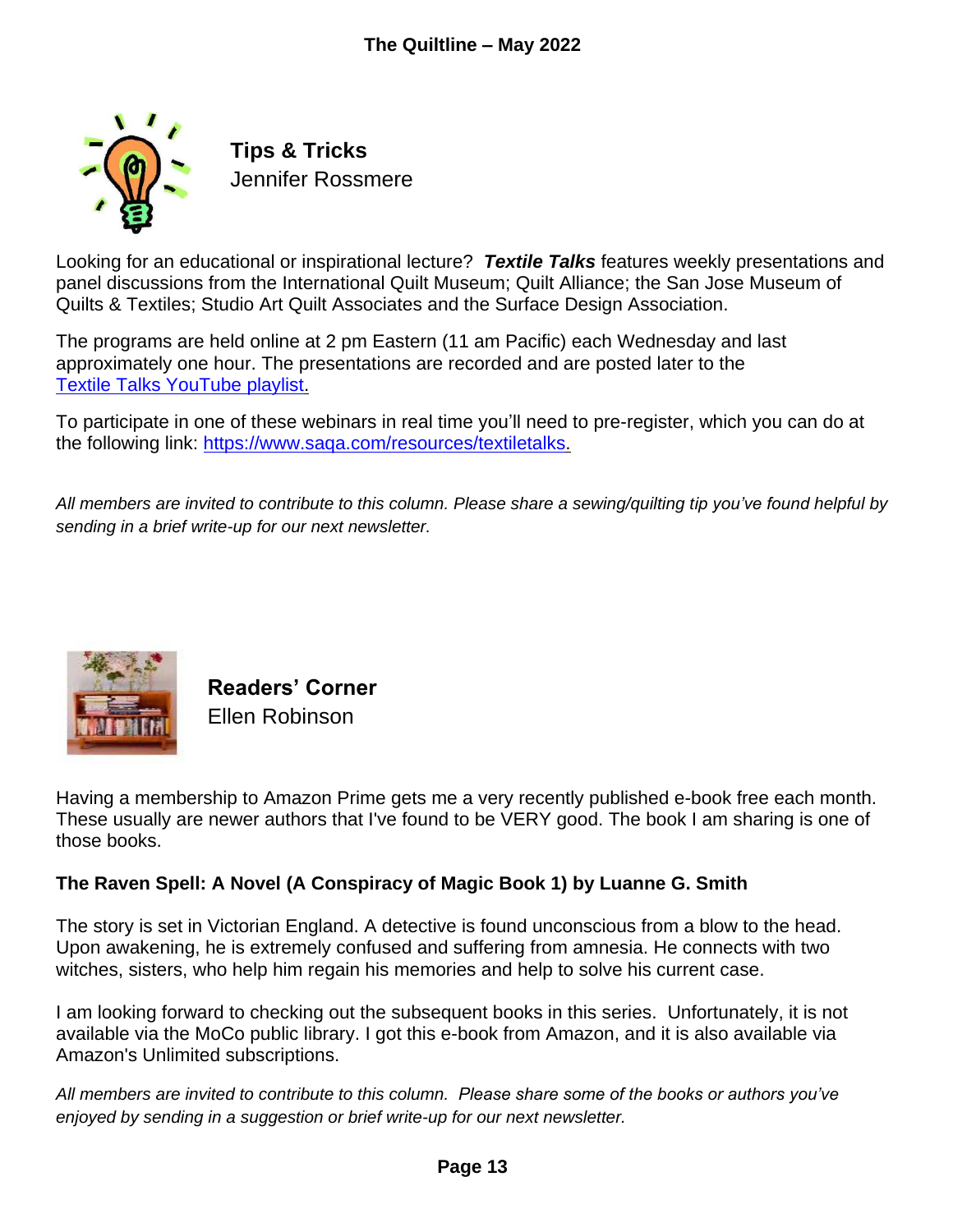## Tips & Tricks

Jennifer Rossmere

Looking for an educational or inspirational lecture? ***Textile Talks*** features weekly presentations and panel discussions from the International Quilt Museum; Quilt Alliance; the San Jose Museum of Quilts & Textiles; Studio Art Quilt Associates and the Surface Design Association.

The programs are held online at 2 pm Eastern (11 am Pacific) each Wednesday and last approximately one hour. The presentations are recorded and are posted later to the Textile Talks YouTube playlist.

To participate in one of these webinars in real time you'll need to pre-register, which you can do at the following link: https://www.saqa.com/resources/textiletalks.

*All members are invited to contribute to this column. Please share a sewing/quilting tip you've found helpful by sending in a brief write-up for our next newsletter.*

## Readers' Corner

Ellen Robinson

Having a membership to Amazon Prime gets me a very recently published e-book free each month. These usually are newer authors that I've found to be VERY good. The book I am sharing is one of those books.

**The Raven Spell: A Novel (A Conspiracy of Magic Book 1) by Luanne G. Smith**

The story is set in Victorian England. A detective is found unconscious from a blow to the head. Upon awakening, he is extremely confused and suffering from amnesia. He connects with two witches, sisters, who help him regain his memories and help to solve his current case.

I am looking forward to checking out the subsequent books in this series. Unfortunately, it is not available via the MoCo public library. I got this e-book from Amazon, and it is also available via Amazon's Unlimited subscriptions.

*All members are invited to contribute to this column. Please share some of the books or authors you've enjoyed by sending in a suggestion or brief write-up for our next newsletter.*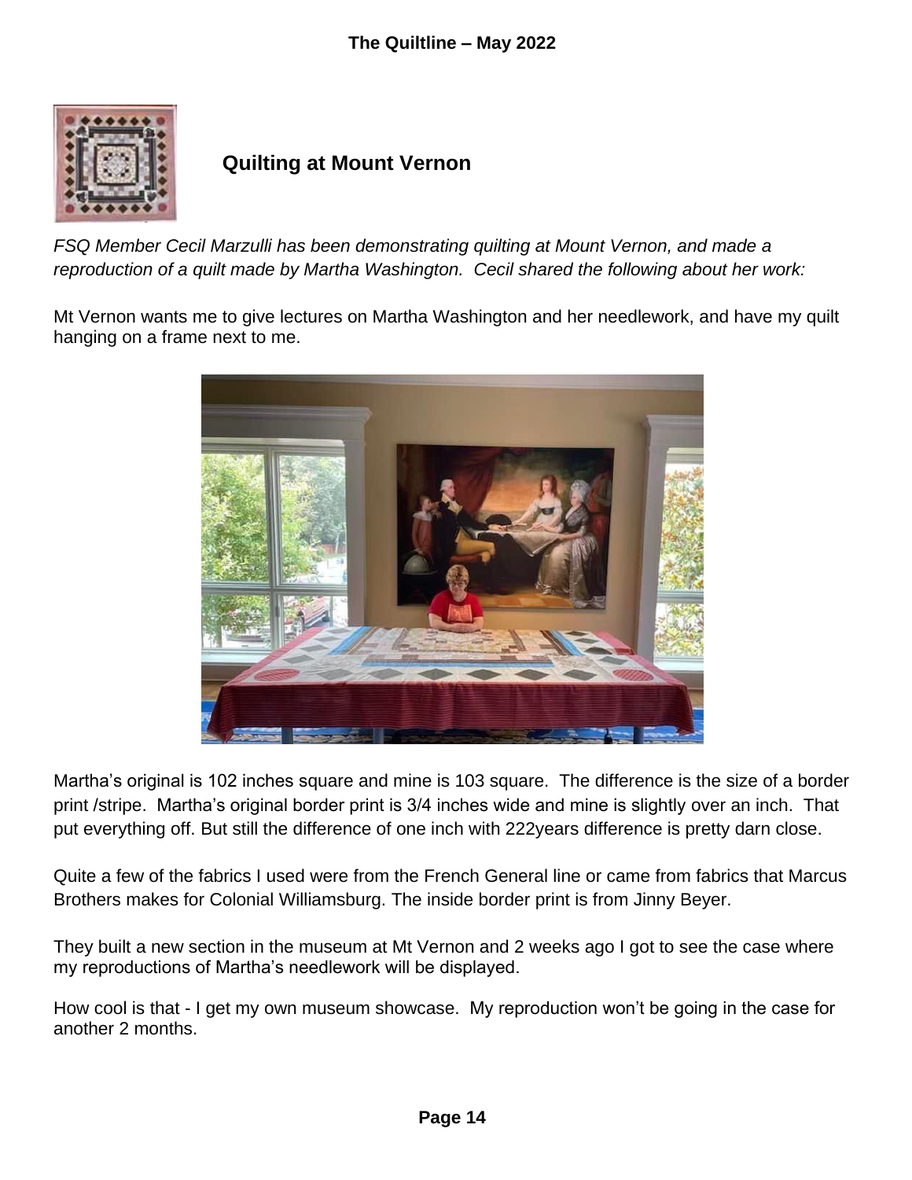## Quilting at Mount Vernon

*FSQ Member Cecil Marzulli has been demonstrating quilting at Mount Vernon, and made a reproduction of a quilt made by Martha Washington. Cecil shared the following about her work:*

Mt Vernon wants me to give lectures on Martha Washington and her needlework, and have my quilt hanging on a frame next to me.

Martha's original is 102 inches square and mine is 103 square. The difference is the size of a border print /stripe. Martha's original border print is 3/4 inches wide and mine is slightly over an inch. That put everything off. But still the difference of one inch with 222years difference is pretty darn close.

Quite a few of the fabrics I used were from the French General line or came from fabrics that Marcus Brothers makes for Colonial Williamsburg. The inside border print is from Jinny Beyer.

They built a new section in the museum at Mt Vernon and 2 weeks ago I got to see the case where my reproductions of Martha's needlework will be displayed.

How cool is that - I get my own museum showcase. My reproduction won't be going in the case for another 2 months.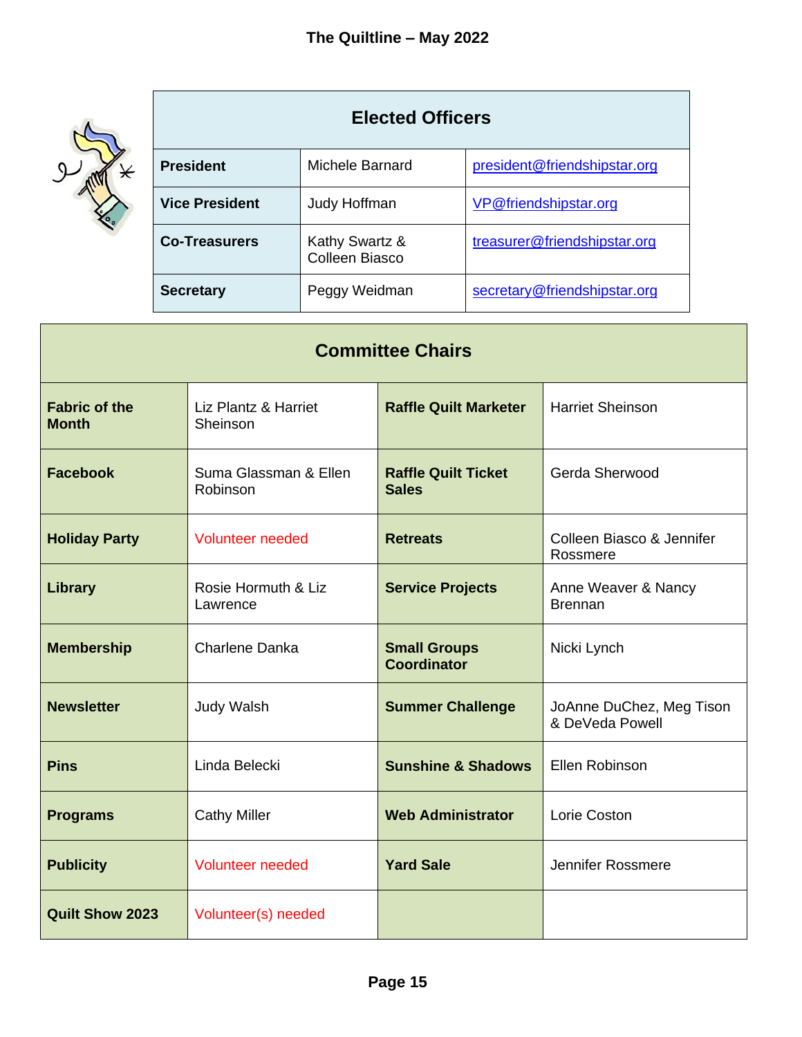## Elected Officers

| | | |
|---|---|---|
| **President** | Michele Barnard | president@friendshipstar.org |
| **Vice President** | Judy Hoffman | VP@friendshipstar.org |
| **Co-Treasurers** | Kathy Swartz & Colleen Biasco | treasurer@friendshipstar.org |
| **Secretary** | Peggy Weidman | secretary@friendshipstar.org |

## Committee Chairs

| | | | |
|---|---|---|---|
| **Fabric of the Month** | Liz Plantz & Harriet Sheinson | **Raffle Quilt Marketer** | Harriet Sheinson |
| **Facebook** | Suma Glassman & Ellen Robinson | **Raffle Quilt Ticket Sales** | Gerda Sherwood |
| **Holiday Party** | Volunteer needed | **Retreats** | Colleen Biasco & Jennifer Rossmere |
| **Library** | Rosie Hormuth & Liz Lawrence | **Service Projects** | Anne Weaver & Nancy Brennan |
| **Membership** | Charlene Danka | **Small Groups Coordinator** | Nicki Lynch |
| **Newsletter** | Judy Walsh | **Summer Challenge** | JoAnne DuChez, Meg Tison & DeVeda Powell |
| **Pins** | Linda Belecki | **Sunshine & Shadows** | Ellen Robinson |
| **Programs** | Cathy Miller | **Web Administrator** | Lorie Coston |
| **Publicity** | Volunteer needed | **Yard Sale** | Jennifer Rossmere |
| **Quilt Show 2023** | Volunteer(s) needed | | |